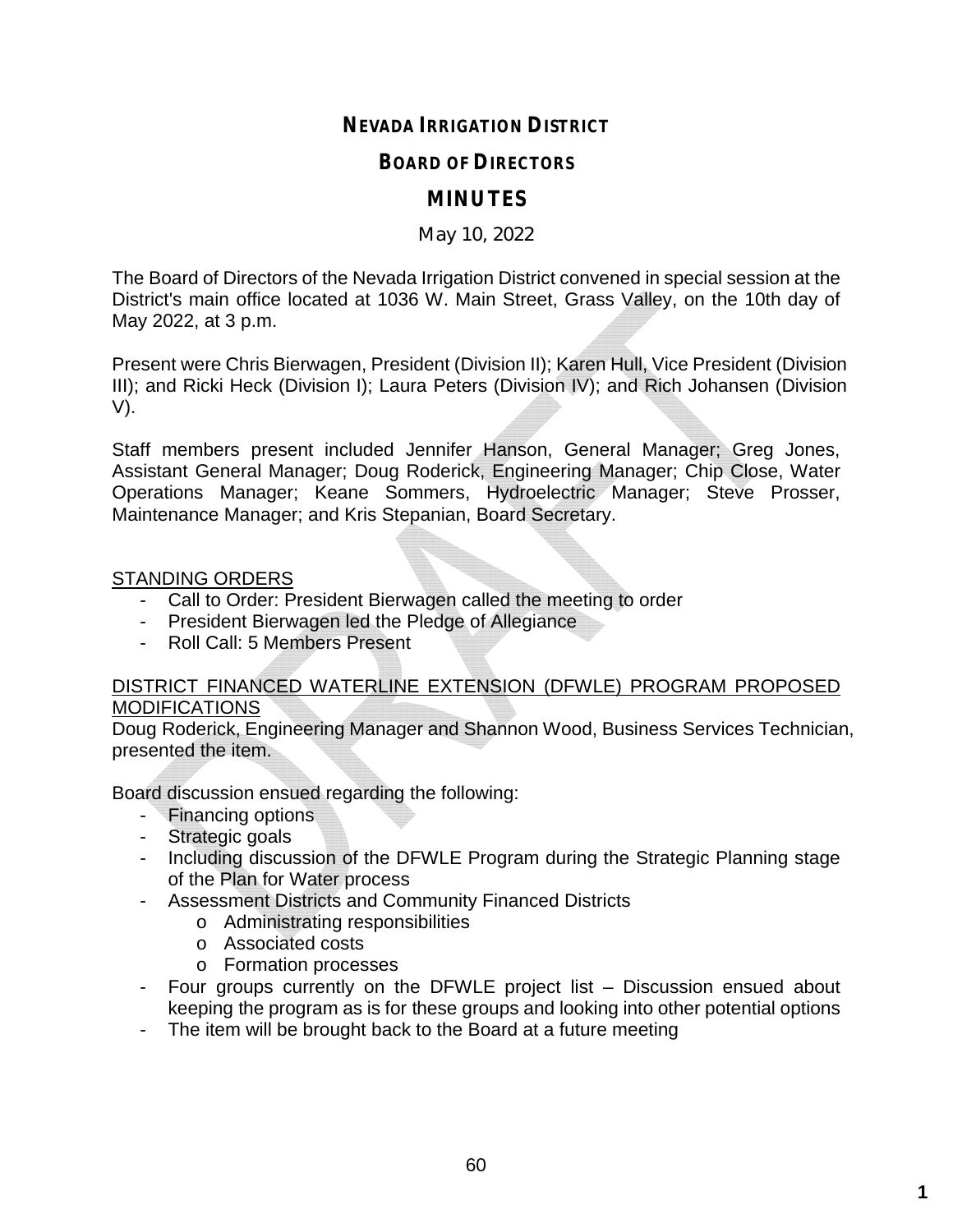# NEVADA IRRIGATION DISTRICT

## BOARD OF DIRECTORS

## MINUTES

May 10, 2022

The Board of Directors of the Nevada Irrigation District convened in special session at the District's main office located at 1036 W. Main Street, Grass Valley, on the 10th day of May 2022, at 3 p.m.

Present were Chris Bierwagen, President (Division II); Karen Hull, Vice President (Division III); and Ricki Heck (Division I); Laura Peters (Division IV); and Rich Johansen (Division V).

Staff members present included Jennifer Hanson, General Manager; Greg Jones, Assistant General Manager; Doug Roderick, Engineering Manager; Chip Close, Water Operations Manager; Keane Sommers, Hydroelectric Manager; Steve Prosser, Maintenance Manager; and Kris Stepanian, Board Secretary.

STANDING ORDERS

- Call to Order: President Bierwagen called the meeting to order
- President Bierwagen led the Pledge of Allegiance
- Roll Call: 5 Members Present

DISTRICT FINANCED WATERLINE EXTENSION (DFWLE) PROGRAM PROPOSED MODIFICATIONS

Doug Roderick, Engineering Manager and Shannon Wood, Business Services Technician, presented the item.

Board discussion ensued regarding the following:

- Financing options
- Strategic goals
- Including discussion of the DFWLE Program during the Strategic Planning stage of the Plan for Water process
- Assessment Districts and Community Financed Districts
    - Administrating responsibilities
    - Associated costs
    - Formation processes
- Four groups currently on the DFWLE project list – Discussion ensued about keeping the program as is for these groups and looking into other potential options
- The item will be brought back to the Board at a future meeting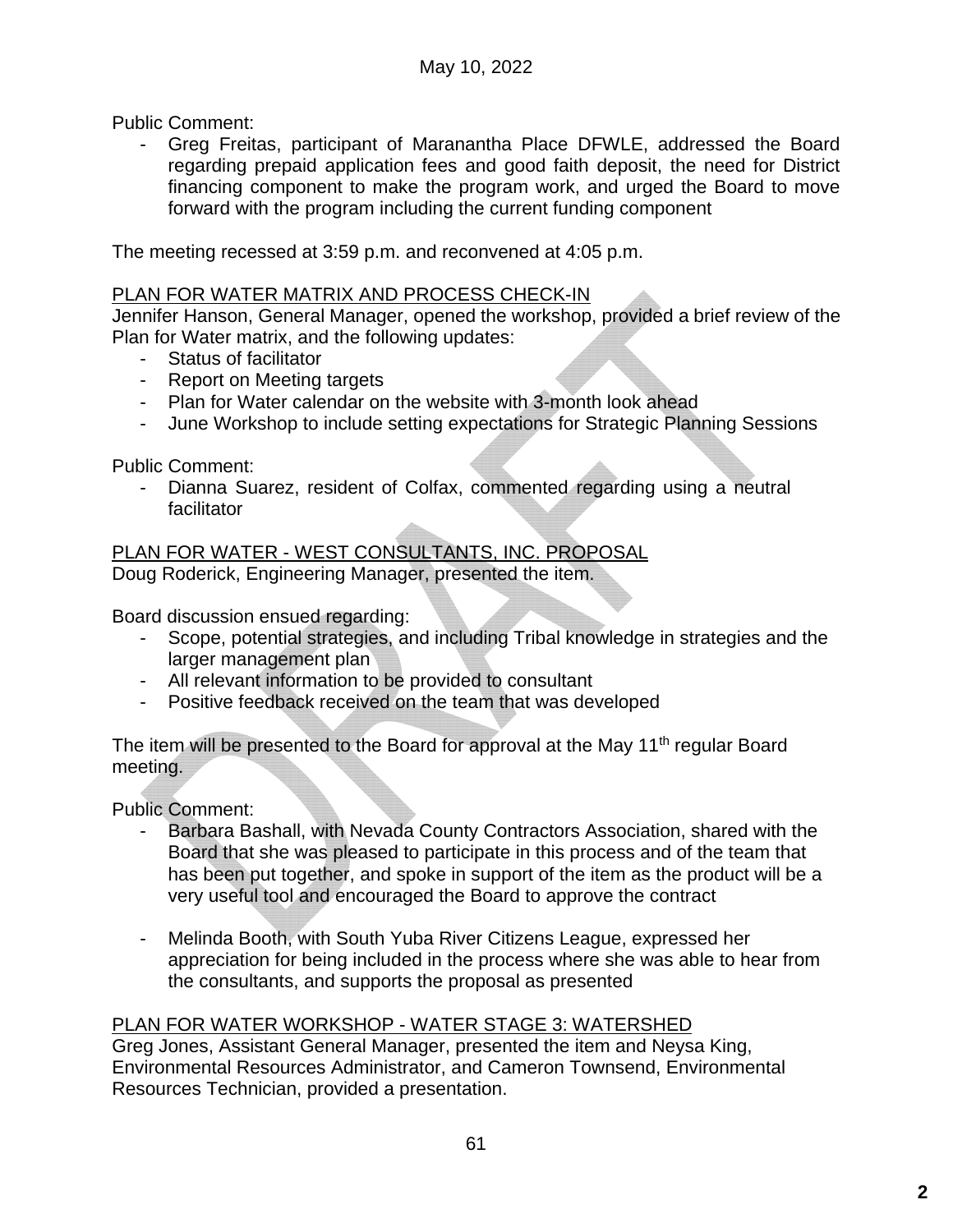Public Comment:

- Greg Freitas, participant of Maranantha Place DFWLE, addressed the Board regarding prepaid application fees and good faith deposit, the need for District financing component to make the program work, and urged the Board to move forward with the program including the current funding component

The meeting recessed at 3:59 p.m. and reconvened at 4:05 p.m.

PLAN FOR WATER MATRIX AND PROCESS CHECK-IN

Jennifer Hanson, General Manager, opened the workshop, provided a brief review of the Plan for Water matrix, and the following updates:

- Status of facilitator
- Report on Meeting targets
- Plan for Water calendar on the website with 3-month look ahead
- June Workshop to include setting expectations for Strategic Planning Sessions

Public Comment:

- Dianna Suarez, resident of Colfax, commented regarding using a neutral facilitator

PLAN FOR WATER - WEST CONSULTANTS, INC. PROPOSAL

Doug Roderick, Engineering Manager, presented the item.

Board discussion ensued regarding:

- Scope, potential strategies, and including Tribal knowledge in strategies and the larger management plan
- All relevant information to be provided to consultant
- Positive feedback received on the team that was developed

The item will be presented to the Board for approval at the May 11th regular Board meeting.

Public Comment:

- Barbara Bashall, with Nevada County Contractors Association, shared with the Board that she was pleased to participate in this process and of the team that has been put together, and spoke in support of the item as the product will be a very useful tool and encouraged the Board to approve the contract

- Melinda Booth, with South Yuba River Citizens League, expressed her appreciation for being included in the process where she was able to hear from the consultants, and supports the proposal as presented

PLAN FOR WATER WORKSHOP - WATER STAGE 3: WATERSHED

Greg Jones, Assistant General Manager, presented the item and Neysa King, Environmental Resources Administrator, and Cameron Townsend, Environmental Resources Technician, provided a presentation.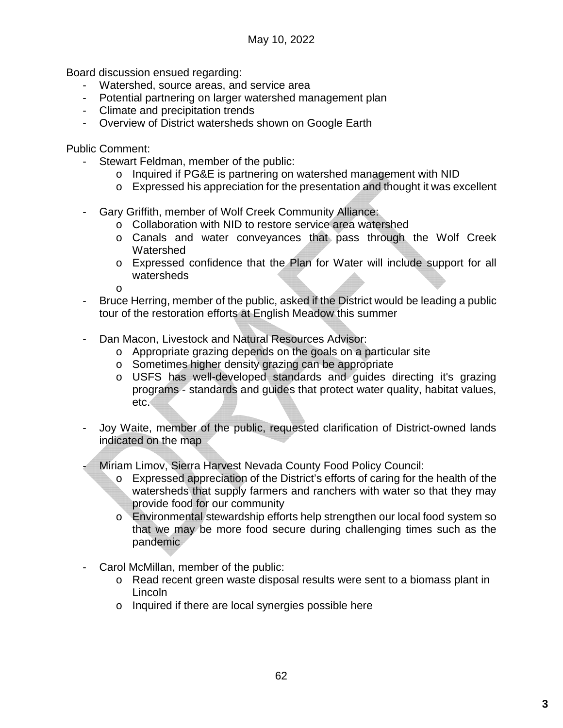Board discussion ensued regarding:

- Watershed, source areas, and service area
- Potential partnering on larger watershed management plan
- Climate and precipitation trends
- Overview of District watersheds shown on Google Earth

Public Comment:

- Stewart Feldman, member of the public:
  - Inquired if PG&E is partnering on watershed management with NID
  - Expressed his appreciation for the presentation and thought it was excellent

- Gary Griffith, member of Wolf Creek Community Alliance:
  - Collaboration with NID to restore service area watershed
  - Canals and water conveyances that pass through the Wolf Creek Watershed
  - Expressed confidence that the Plan for Water will include support for all watersheds
  - 

- Bruce Herring, member of the public, asked if the District would be leading a public tour of the restoration efforts at English Meadow this summer

- Dan Macon, Livestock and Natural Resources Advisor:
  - Appropriate grazing depends on the goals on a particular site
  - Sometimes higher density grazing can be appropriate
  - USFS has well-developed standards and guides directing it's grazing programs - standards and guides that protect water quality, habitat values, etc.

- Joy Waite, member of the public, requested clarification of District-owned lands indicated on the map

- Miriam Limov, Sierra Harvest Nevada County Food Policy Council:
  - Expressed appreciation of the District's efforts of caring for the health of the watersheds that supply farmers and ranchers with water so that they may provide food for our community
  - Environmental stewardship efforts help strengthen our local food system so that we may be more food secure during challenging times such as the pandemic

- Carol McMillan, member of the public:
  - Read recent green waste disposal results were sent to a biomass plant in Lincoln
  - Inquired if there are local synergies possible here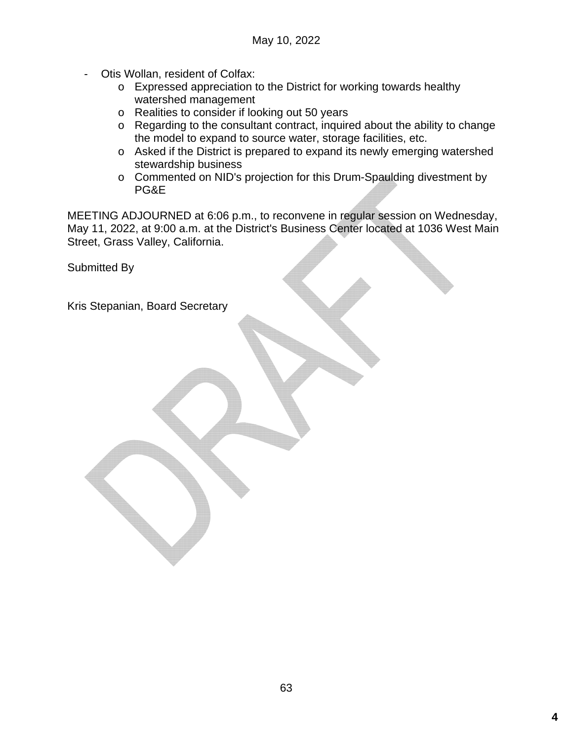- Otis Wollan, resident of Colfax:
  - Expressed appreciation to the District for working towards healthy watershed management
  - Realities to consider if looking out 50 years
  - Regarding to the consultant contract, inquired about the ability to change the model to expand to source water, storage facilities, etc.
  - Asked if the District is prepared to expand its newly emerging watershed stewardship business
  - Commented on NID's projection for this Drum-Spaulding divestment by PG&E

MEETING ADJOURNED at 6:06 p.m., to reconvene in regular session on Wednesday, May 11, 2022, at 9:00 a.m. at the District's Business Center located at 1036 West Main Street, Grass Valley, California.

Submitted By

Kris Stepanian, Board Secretary